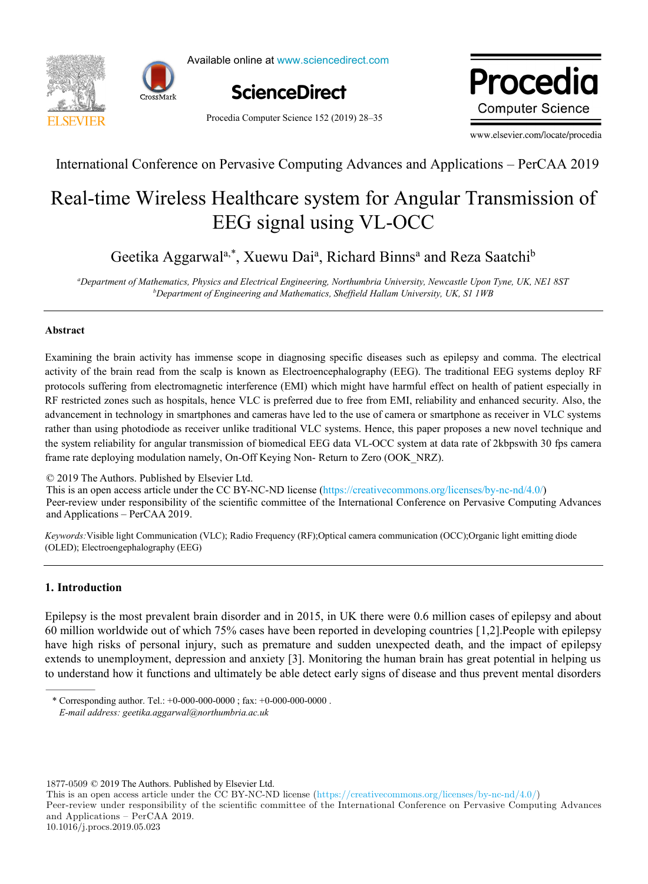International Conference on Pervasive Computing Advances and Applications – PerCAA 2019

# Real-time Wireless Healthcare system for Angular Transmission of EEG signal using VL-OCC

Geetika Aggarwal[a,*], Xuewu Dai[a], Richard Binns[a] and Reza Saatchi[b]

[a]*Department of Mathematics, Physics and Electrical Engineering, Northumbria University, Newcastle Upon Tyne, UK, NE1 8ST*
[b]*Department of Engineering and Mathematics, Sheffield Hallam University, UK, S1 1WB*

## Abstract

Examining the brain activity has immense scope in diagnosing specific diseases such as epilepsy and comma. The electrical activity of the brain read from the scalp is known as Electroencephalography (EEG). The traditional EEG systems deploy RF protocols suffering from electromagnetic interference (EMI) which might have harmful effect on health of patient especially in RF restricted zones such as hospitals, hence VLC is preferred due to free from EMI, reliability and enhanced security. Also, the advancement in technology in smartphones and cameras have led to the use of camera or smartphone as receiver in VLC systems rather than using photodiode as receiver unlike traditional VLC systems. Hence, this paper proposes a new novel technique and the system reliability for angular transmission of biomedical EEG data VL-OCC system at data rate of 2kbpswith 30 fps camera frame rate deploying modulation namely, On-Off Keying Non- Return to Zero (OOK_NRZ).

© 2019 The Authors. Published by Elsevier Ltd.
This is an open access article under the CC BY-NC-ND license (https://creativecommons.org/licenses/by-nc-nd/4.0/)
Peer-review under responsibility of the scientific committee of the International Conference on Pervasive Computing Advances and Applications – PerCAA 2019.

*Keywords:* Visible light Communication (VLC); Radio Frequency (RF);Optical camera communication (OCC);Organic light emitting diode (OLED); Electroengephalography (EEG)

## 1. Introduction

Epilepsy is the most prevalent brain disorder and in 2015, in UK there were 0.6 million cases of epilepsy and about 60 million worldwide out of which 75% cases have been reported in developing countries [1,2].People with epilepsy have high risks of personal injury, such as premature and sudden unexpected death, and the impact of epilepsy extends to unemployment, depression and anxiety [3]. Monitoring the human brain has great potential in helping us to understand how it functions and ultimately be able detect early signs of disease and thus prevent mental disorders

* Corresponding author. Tel.: +0-000-000-0000 ; fax: +0-000-000-0000 .
*E-mail address: geetika.aggarwal@northumbria.ac.uk*

1877-0509 © 2019 The Authors. Published by Elsevier Ltd.
This is an open access article under the CC BY-NC-ND license (https://creativecommons.org/licenses/by-nc-nd/4.0/)
Peer-review under responsibility of the scientific committee of the International Conference on Pervasive Computing Advances and Applications – PerCAA 2019.
10.1016/j.procs.2019.05.023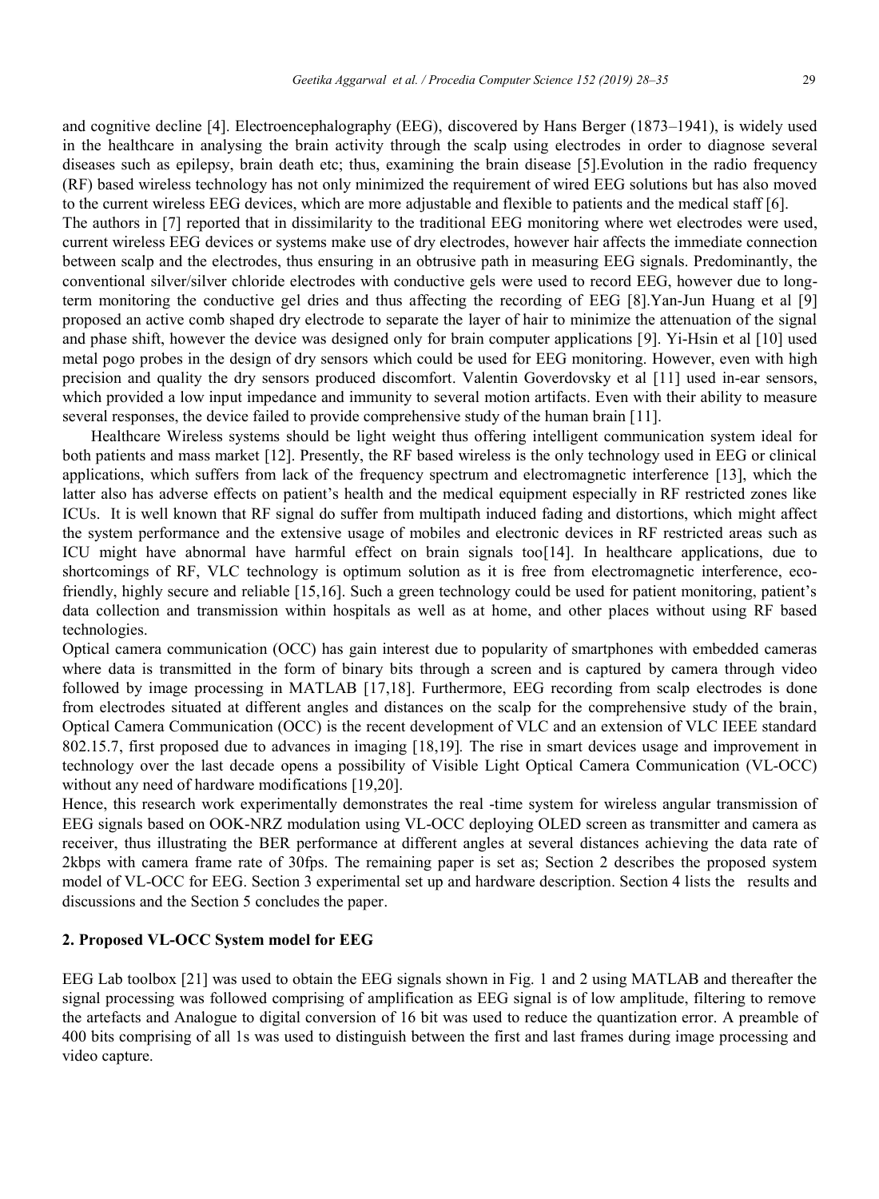and cognitive decline [4]. Electroencephalography (EEG), discovered by Hans Berger (1873–1941), is widely used in the healthcare in analysing the brain activity through the scalp using electrodes in order to diagnose several diseases such as epilepsy, brain death etc; thus, examining the brain disease [5].Evolution in the radio frequency (RF) based wireless technology has not only minimized the requirement of wired EEG solutions but has also moved to the current wireless EEG devices, which are more adjustable and flexible to patients and the medical staff [6].

The authors in [7] reported that in dissimilarity to the traditional EEG monitoring where wet electrodes were used, current wireless EEG devices or systems make use of dry electrodes, however hair affects the immediate connection between scalp and the electrodes, thus ensuring in an obtrusive path in measuring EEG signals. Predominantly, the conventional silver/silver chloride electrodes with conductive gels were used to record EEG, however due to long-term monitoring the conductive gel dries and thus affecting the recording of EEG [8].Yan-Jun Huang et al [9] proposed an active comb shaped dry electrode to separate the layer of hair to minimize the attenuation of the signal and phase shift, however the device was designed only for brain computer applications [9]. Yi-Hsin et al [10] used metal pogo probes in the design of dry sensors which could be used for EEG monitoring. However, even with high precision and quality the dry sensors produced discomfort. Valentin Goverdovsky et al [11] used in-ear sensors, which provided a low input impedance and immunity to several motion artifacts. Even with their ability to measure several responses, the device failed to provide comprehensive study of the human brain [11].

Healthcare Wireless systems should be light weight thus offering intelligent communication system ideal for both patients and mass market [12]. Presently, the RF based wireless is the only technology used in EEG or clinical applications, which suffers from lack of the frequency spectrum and electromagnetic interference [13], which the latter also has adverse effects on patient's health and the medical equipment especially in RF restricted zones like ICUs. It is well known that RF signal do suffer from multipath induced fading and distortions, which might affect the system performance and the extensive usage of mobiles and electronic devices in RF restricted areas such as ICU might have abnormal have harmful effect on brain signals too[14]. In healthcare applications, due to shortcomings of RF, VLC technology is optimum solution as it is free from electromagnetic interference, eco-friendly, highly secure and reliable [15,16]. Such a green technology could be used for patient monitoring, patient's data collection and transmission within hospitals as well as at home, and other places without using RF based technologies.

Optical camera communication (OCC) has gain interest due to popularity of smartphones with embedded cameras where data is transmitted in the form of binary bits through a screen and is captured by camera through video followed by image processing in MATLAB [17,18]. Furthermore, EEG recording from scalp electrodes is done from electrodes situated at different angles and distances on the scalp for the comprehensive study of the brain, Optical Camera Communication (OCC) is the recent development of VLC and an extension of VLC IEEE standard 802.15.7, first proposed due to advances in imaging [18,19]. The rise in smart devices usage and improvement in technology over the last decade opens a possibility of Visible Light Optical Camera Communication (VL-OCC) without any need of hardware modifications [19,20].

Hence, this research work experimentally demonstrates the real -time system for wireless angular transmission of EEG signals based on OOK-NRZ modulation using VL-OCC deploying OLED screen as transmitter and camera as receiver, thus illustrating the BER performance at different angles at several distances achieving the data rate of 2kbps with camera frame rate of 30fps. The remaining paper is set as; Section 2 describes the proposed system model of VL-OCC for EEG. Section 3 experimental set up and hardware description. Section 4 lists the results and discussions and the Section 5 concludes the paper.

## 2. Proposed VL-OCC System model for EEG

EEG Lab toolbox [21] was used to obtain the EEG signals shown in Fig. 1 and 2 using MATLAB and thereafter the signal processing was followed comprising of amplification as EEG signal is of low amplitude, filtering to remove the artefacts and Analogue to digital conversion of 16 bit was used to reduce the quantization error. A preamble of 400 bits comprising of all 1s was used to distinguish between the first and last frames during image processing and video capture.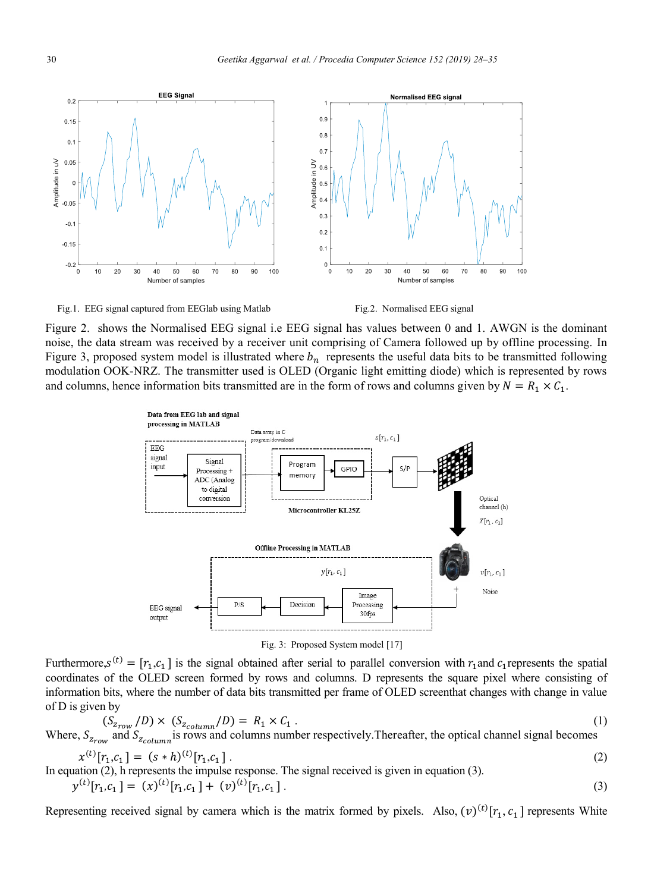Fig.1. EEG signal captured from EEGlab using Matlab

Fig.2. Normalised EEG signal

Figure 2. shows the Normalised EEG signal i.e EEG signal has values between 0 and 1. AWGN is the dominant noise, the data stream was received by a receiver unit comprising of Camera followed up by offline processing. In Figure 3, proposed system model is illustrated where $b_n$ represents the useful data bits to be transmitted following modulation OOK-NRZ. The transmitter used is OLED (Organic light emitting diode) which is represented by rows and columns, hence information bits transmitted are in the form of rows and columns given by $N = R_1 \times C_1$.

Fig. 3: Proposed System model [17]

Furthermore,$s^{(t)} = [r_1,c_1]$ is the signal obtained after serial to parallel conversion with $r_1$and $c_1$represents the spatial coordinates of the OLED screen formed by rows and columns. D represents the square pixel where consisting of information bits, where the number of data bits transmitted per frame of OLED screenthat changes with change in value of D is given by

$$(S_{z_{row}}/D) \times (S_{z_{column}}/D) = R_1 \times C_1 \ . \tag{1}$$

Where, $S_{z_{row}}$ and $S_{z_{column}}$is rows and columns number respectively.Thereafter, the optical channel signal becomes

$$x^{(t)}[r_1,c_1] = (s * h)^{(t)}[r_1,c_1] \ . \tag{2}$$

In equation (2), h represents the impulse response. The signal received is given in equation (3).

$$y^{(t)}[r_1,c_1] = (x)^{(t)}[r_1,c_1] + (v)^{(t)}[r_1,c_1] \ . \tag{3}$$

Representing received signal by camera which is the matrix formed by pixels. Also, $(v)^{(t)}[r_1,c_1]$ represents White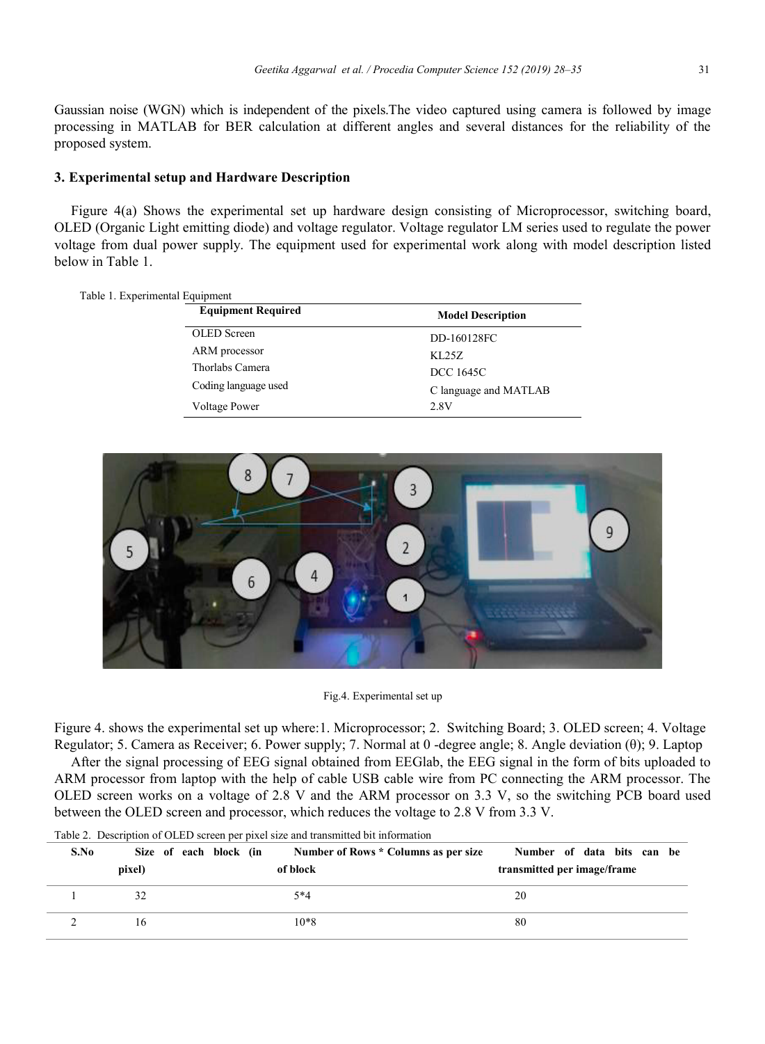Gaussian noise (WGN) which is independent of the pixels.The video captured using camera is followed by image processing in MATLAB for BER calculation at different angles and several distances for the reliability of the proposed system.

## 3. Experimental setup and Hardware Description

Figure 4(a) Shows the experimental set up hardware design consisting of Microprocessor, switching board, OLED (Organic Light emitting diode) and voltage regulator. Voltage regulator LM series used to regulate the power voltage from dual power supply. The equipment used for experimental work along with model description listed below in Table 1.

Table 1. Experimental Equipment

| Equipment Required | Model Description |
|---|---|
| OLED Screen | DD-160128FC |
| ARM processor | KL25Z |
| Thorlabs Camera | DCC 1645C |
| Coding language used | C language and MATLAB |
| Voltage Power | 2.8V |

Fig.4. Experimental set up

Figure 4. shows the experimental set up where:1. Microprocessor; 2. Switching Board; 3. OLED screen; 4. Voltage Regulator; 5. Camera as Receiver; 6. Power supply; 7. Normal at 0 -degree angle; 8. Angle deviation (θ); 9. Laptop

After the signal processing of EEG signal obtained from EEGlab, the EEG signal in the form of bits uploaded to ARM processor from laptop with the help of cable USB cable wire from PC connecting the ARM processor. The OLED screen works on a voltage of 2.8 V and the ARM processor on 3.3 V, so the switching PCB board used between the OLED screen and processor, which reduces the voltage to 2.8 V from 3.3 V.

Table 2. Description of OLED screen per pixel size and transmitted bit information

| S.No | Size of each block (in pixel) | Number of Rows * Columns as per size of block | Number of data bits can be transmitted per image/frame |
|---|---|---|---|
| 1 | 32 | 5*4 | 20 |
| 2 | 16 | 10*8 | 80 |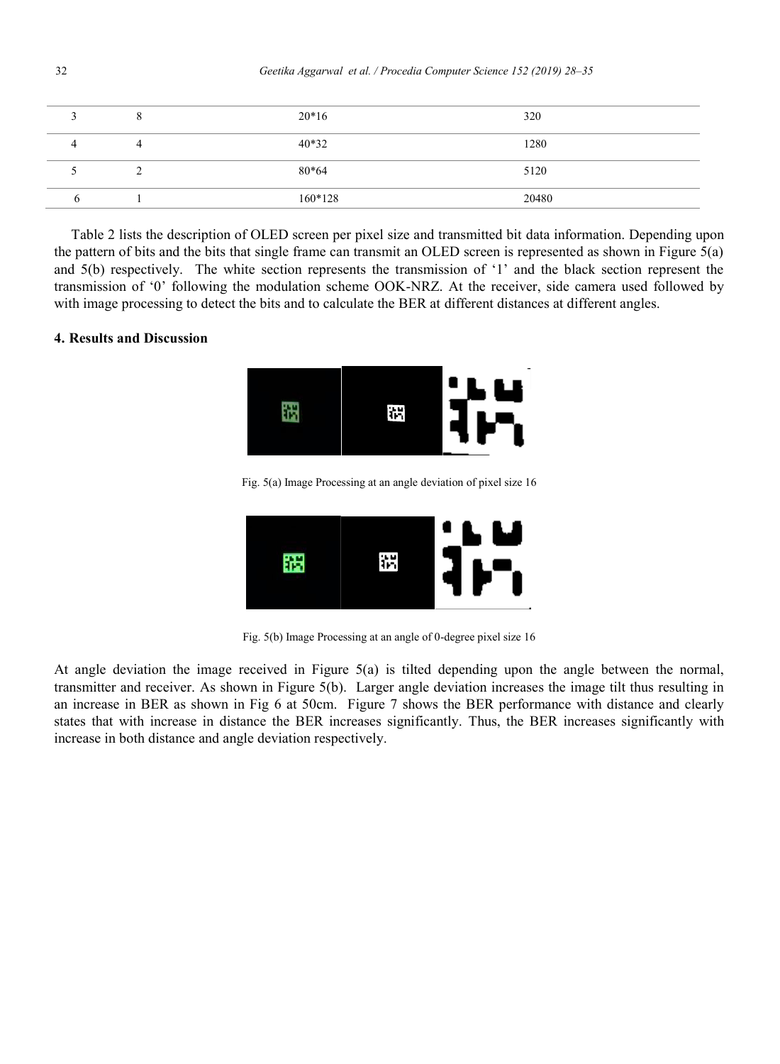| 3 | 8 | 20*16 | 320 |
|---|---|---|---|
| 4 | 4 | 40*32 | 1280 |
| 5 | 2 | 80*64 | 5120 |
| 6 | 1 | 160*128 | 20480 |

Table 2 lists the description of OLED screen per pixel size and transmitted bit data information. Depending upon the pattern of bits and the bits that single frame can transmit an OLED screen is represented as shown in Figure 5(a) and 5(b) respectively. The white section represents the transmission of '1' and the black section represent the transmission of '0' following the modulation scheme OOK-NRZ. At the receiver, side camera used followed by with image processing to detect the bits and to calculate the BER at different distances at different angles.

## 4. Results and Discussion

Fig. 5(a) Image Processing at an angle deviation of pixel size 16

Fig. 5(b) Image Processing at an angle of 0-degree pixel size 16

At angle deviation the image received in Figure 5(a) is tilted depending upon the angle between the normal, transmitter and receiver. As shown in Figure 5(b). Larger angle deviation increases the image tilt thus resulting in an increase in BER as shown in Fig 6 at 50cm. Figure 7 shows the BER performance with distance and clearly states that with increase in distance the BER increases significantly. Thus, the BER increases significantly with increase in both distance and angle deviation respectively.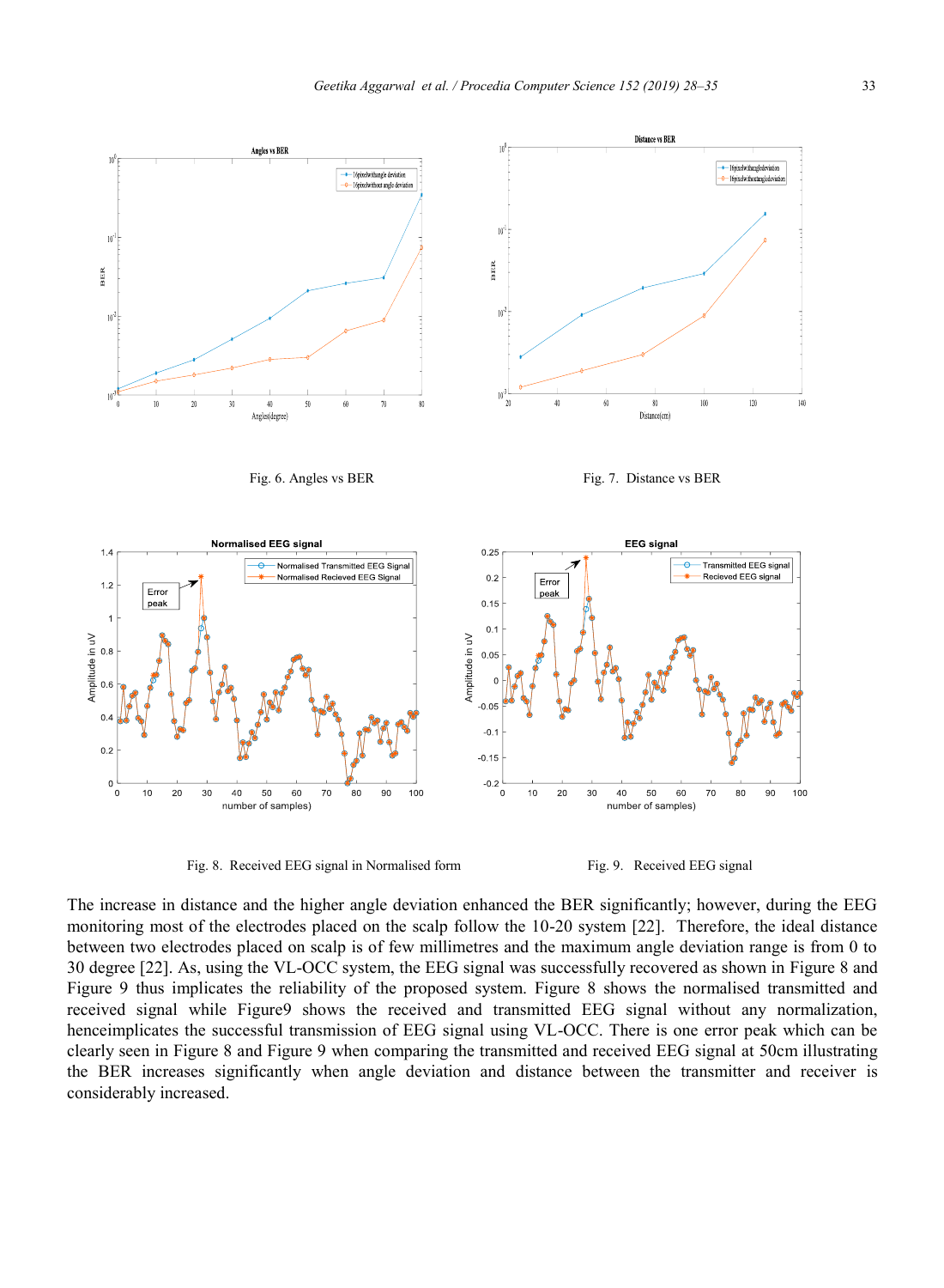Fig. 6. Angles vs BER

Fig. 7. Distance vs BER

Fig. 8. Received EEG signal in Normalised form

Fig. 9. Received EEG signal

The increase in distance and the higher angle deviation enhanced the BER significantly; however, during the EEG monitoring most of the electrodes placed on the scalp follow the 10-20 system [22]. Therefore, the ideal distance between two electrodes placed on scalp is of few millimetres and the maximum angle deviation range is from 0 to 30 degree [22]. As, using the VL-OCC system, the EEG signal was successfully recovered as shown in Figure 8 and Figure 9 thus implicates the reliability of the proposed system. Figure 8 shows the normalised transmitted and received signal while Figure9 shows the received and transmitted EEG signal without any normalization, henceimplicates the successful transmission of EEG signal using VL-OCC. There is one error peak which can be clearly seen in Figure 8 and Figure 9 when comparing the transmitted and received EEG signal at 50cm illustrating the BER increases significantly when angle deviation and distance between the transmitter and receiver is considerably increased.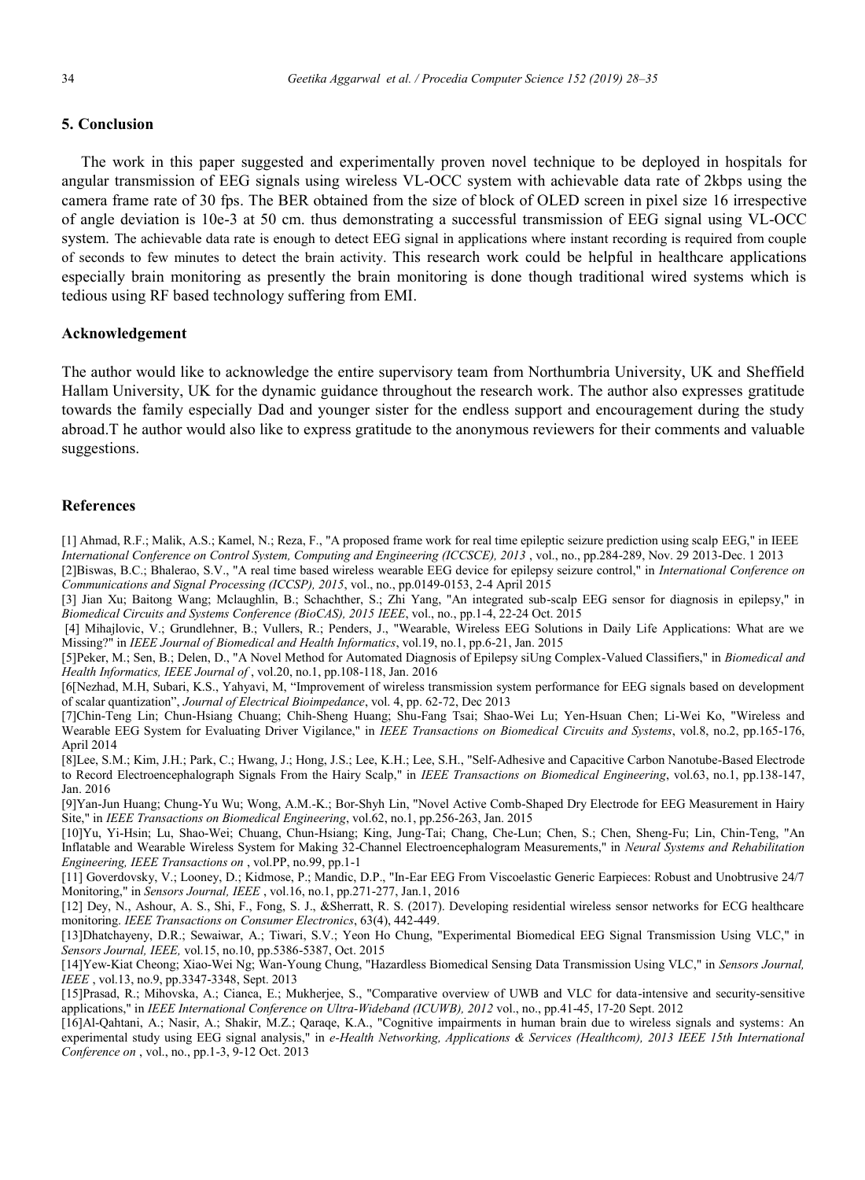## 5. Conclusion

The work in this paper suggested and experimentally proven novel technique to be deployed in hospitals for angular transmission of EEG signals using wireless VL-OCC system with achievable data rate of 2kbps using the camera frame rate of 30 fps. The BER obtained from the size of block of OLED screen in pixel size 16 irrespective of angle deviation is 10e-3 at 50 cm. thus demonstrating a successful transmission of EEG signal using VL-OCC system. The achievable data rate is enough to detect EEG signal in applications where instant recording is required from couple of seconds to few minutes to detect the brain activity. This research work could be helpful in healthcare applications especially brain monitoring as presently the brain monitoring is done though traditional wired systems which is tedious using RF based technology suffering from EMI.

## Acknowledgement

The author would like to acknowledge the entire supervisory team from Northumbria University, UK and Sheffield Hallam University, UK for the dynamic guidance throughout the research work. The author also expresses gratitude towards the family especially Dad and younger sister for the endless support and encouragement during the study abroad.T he author would also like to express gratitude to the anonymous reviewers for their comments and valuable suggestions.

## References

[1] Ahmad, R.F.; Malik, A.S.; Kamel, N.; Reza, F., "A proposed frame work for real time epileptic seizure prediction using scalp EEG," in IEEE *International Conference on Control System, Computing and Engineering (ICCSCE), 2013* , vol., no., pp.284-289, Nov. 29 2013-Dec. 1 2013

[2]Biswas, B.C.; Bhalerao, S.V., "A real time based wireless wearable EEG device for epilepsy seizure control," in *International Conference on Communications and Signal Processing (ICCSP), 2015*, vol., no., pp.0149-0153, 2-4 April 2015

[3] Jian Xu; Baitong Wang; Mclaughlin, B.; Schachther, S.; Zhi Yang, "An integrated sub-scalp EEG sensor for diagnosis in epilepsy," in *Biomedical Circuits and Systems Conference (BioCAS), 2015 IEEE*, vol., no., pp.1-4, 22-24 Oct. 2015

[4] Mihajlovic, V.; Grundlehner, B.; Vullers, R.; Penders, J., "Wearable, Wireless EEG Solutions in Daily Life Applications: What are we Missing?" in *IEEE Journal of Biomedical and Health Informatics*, vol.19, no.1, pp.6-21, Jan. 2015

[5]Peker, M.; Sen, B.; Delen, D., "A Novel Method for Automated Diagnosis of Epilepsy siUng Complex-Valued Classifiers," in *Biomedical and Health Informatics, IEEE Journal of* , vol.20, no.1, pp.108-118, Jan. 2016

[6[Nezhad, M.H, Subari, K.S., Yahyavi, M, "Improvement of wireless transmission system performance for EEG signals based on development of scalar quantization", *Journal of Electrical Bioimpedance*, vol. 4, pp. 62-72, Dec 2013

[7]Chin-Teng Lin; Chun-Hsiang Chuang; Chih-Sheng Huang; Shu-Fang Tsai; Shao-Wei Lu; Yen-Hsuan Chen; Li-Wei Ko, "Wireless and Wearable EEG System for Evaluating Driver Vigilance," in *IEEE Transactions on Biomedical Circuits and Systems*, vol.8, no.2, pp.165-176, April 2014

[8]Lee, S.M.; Kim, J.H.; Park, C.; Hwang, J.; Hong, J.S.; Lee, K.H.; Lee, S.H., "Self-Adhesive and Capacitive Carbon Nanotube-Based Electrode to Record Electroencephalograph Signals From the Hairy Scalp," in *IEEE Transactions on Biomedical Engineering*, vol.63, no.1, pp.138-147, Jan. 2016

[9]Yan-Jun Huang; Chung-Yu Wu; Wong, A.M.-K.; Bor-Shyh Lin, "Novel Active Comb-Shaped Dry Electrode for EEG Measurement in Hairy Site," in *IEEE Transactions on Biomedical Engineering*, vol.62, no.1, pp.256-263, Jan. 2015

[10]Yu, Yi-Hsin; Lu, Shao-Wei; Chuang, Chun-Hsiang; King, Jung-Tai; Chang, Che-Lun; Chen, S.; Chen, Sheng-Fu; Lin, Chin-Teng, "An Inflatable and Wearable Wireless System for Making 32-Channel Electroencephalogram Measurements," in *Neural Systems and Rehabilitation Engineering, IEEE Transactions on* , vol.PP, no.99, pp.1-1

[11] Goverdovsky, V.; Looney, D.; Kidmose, P.; Mandic, D.P., "In-Ear EEG From Viscoelastic Generic Earpieces: Robust and Unobtrusive 24/7 Monitoring," in *Sensors Journal, IEEE* , vol.16, no.1, pp.271-277, Jan.1, 2016

[12] Dey, N., Ashour, A. S., Shi, F., Fong, S. J., &Sherratt, R. S. (2017). Developing residential wireless sensor networks for ECG healthcare monitoring. *IEEE Transactions on Consumer Electronics*, 63(4), 442-449.

[13]Dhatchayeny, D.R.; Sewaiwar, A.; Tiwari, S.V.; Yeon Ho Chung, "Experimental Biomedical EEG Signal Transmission Using VLC," in *Sensors Journal, IEEE,* vol.15, no.10, pp.5386-5387, Oct. 2015

[14]Yew-Kiat Cheong; Xiao-Wei Ng; Wan-Young Chung, "Hazardless Biomedical Sensing Data Transmission Using VLC," in *Sensors Journal, IEEE* , vol.13, no.9, pp.3347-3348, Sept. 2013

[15]Prasad, R.; Mihovska, A.; Cianca, E.; Mukherjee, S., "Comparative overview of UWB and VLC for data-intensive and security-sensitive applications," in *IEEE International Conference on Ultra-Wideband (ICUWB), 2012* vol., no., pp.41-45, 17-20 Sept. 2012

[16]Al-Qahtani, A.; Nasir, A.; Shakir, M.Z.; Qaraqe, K.A., "Cognitive impairments in human brain due to wireless signals and systems: An experimental study using EEG signal analysis," in *e-Health Networking, Applications & Services (Healthcom), 2013 IEEE 15th International Conference on* , vol., no., pp.1-3, 9-12 Oct. 2013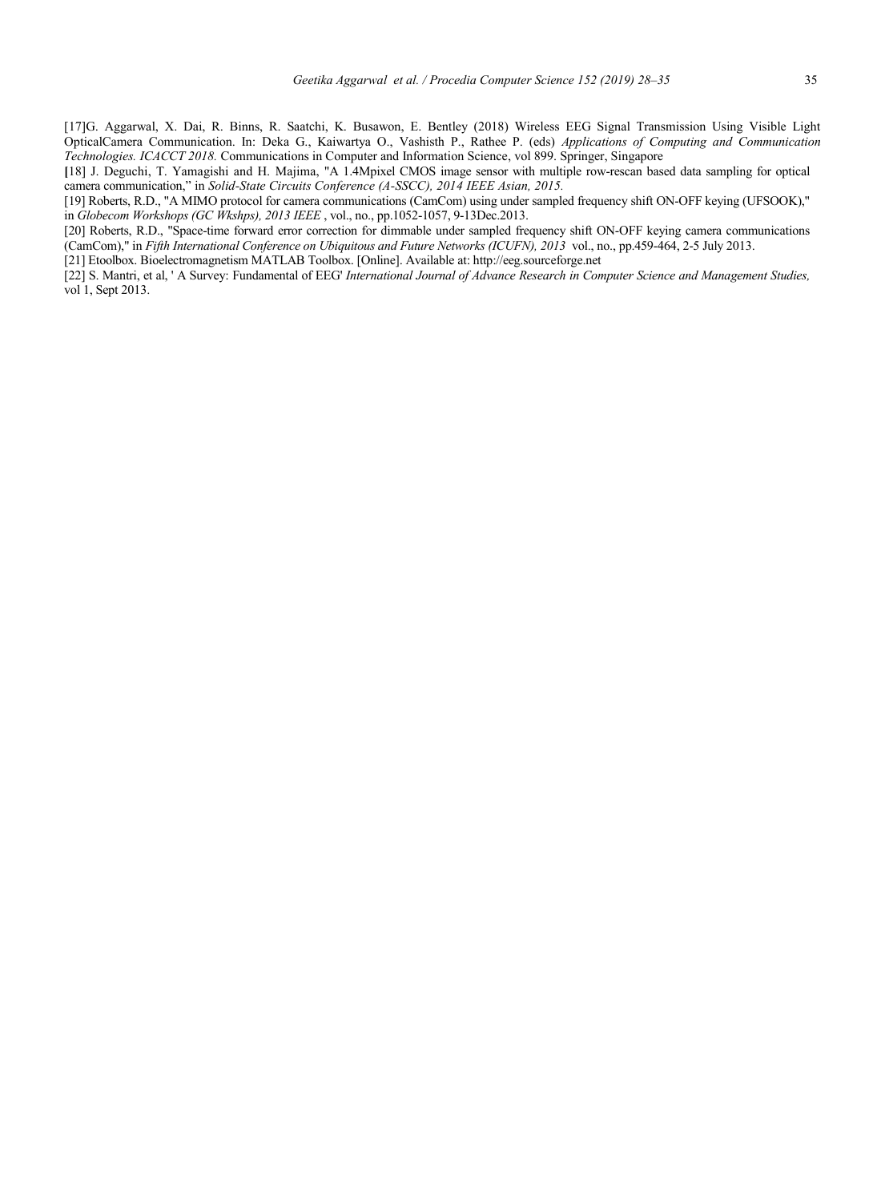[17]G. Aggarwal, X. Dai, R. Binns, R. Saatchi, K. Busawon, E. Bentley (2018) Wireless EEG Signal Transmission Using Visible Light OpticalCamera Communication. In: Deka G., Kaiwartya O., Vashisth P., Rathee P. (eds) *Applications of Computing and Communication Technologies. ICACCT 2018.* Communications in Computer and Information Science, vol 899. Springer, Singapore

[18] J. Deguchi, T. Yamagishi and H. Majima, "A 1.4Mpixel CMOS image sensor with multiple row-rescan based data sampling for optical camera communication," in *Solid-State Circuits Conference (A-SSCC), 2014 IEEE Asian, 2015.*

[19] Roberts, R.D., "A MIMO protocol for camera communications (CamCom) using under sampled frequency shift ON-OFF keying (UFSOOK)," in *Globecom Workshops (GC Wkshps), 2013 IEEE* , vol., no., pp.1052-1057, 9-13Dec.2013.

[20] Roberts, R.D., "Space-time forward error correction for dimmable under sampled frequency shift ON-OFF keying camera communications (CamCom)," in *Fifth International Conference on Ubiquitous and Future Networks (ICUFN), 2013* vol., no., pp.459-464, 2-5 July 2013.

[21] Etoolbox. Bioelectromagnetism MATLAB Toolbox. [Online]. Available at: http://eeg.sourceforge.net

[22] S. Mantri, et al, ' A Survey: Fundamental of EEG' *International Journal of Advance Research in Computer Science and Management Studies,* vol 1, Sept 2013.